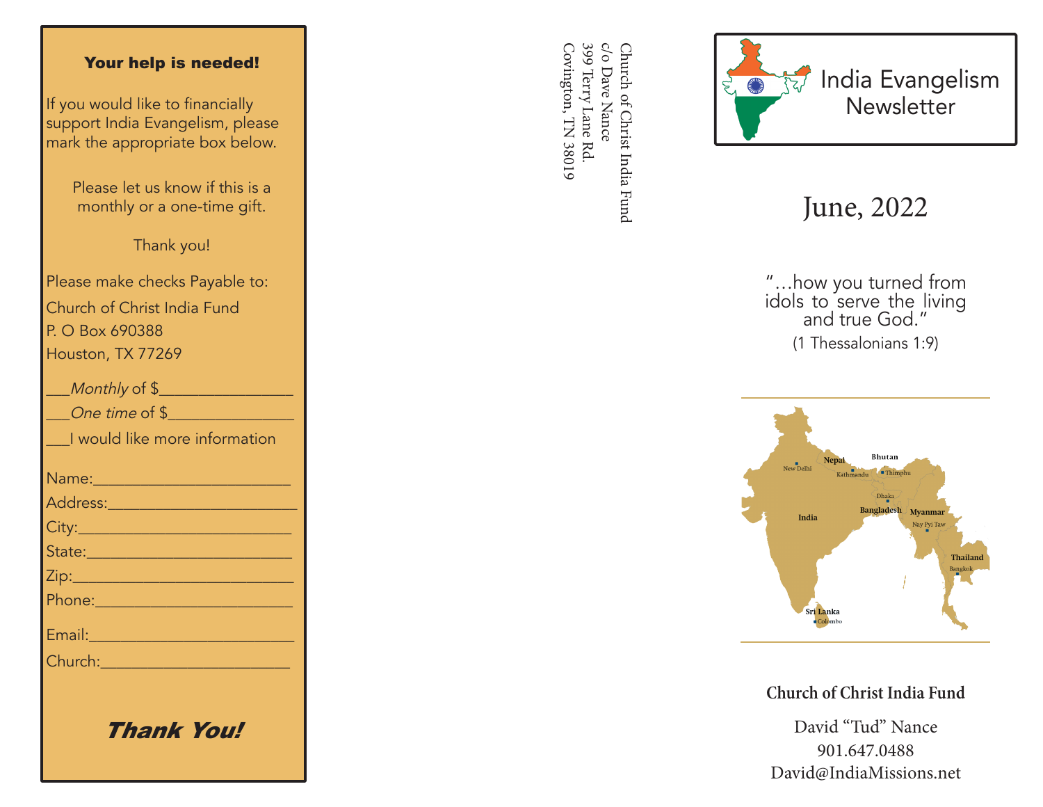## Your help is needed!

If you would like to financially support India Evangelism, please mark the appropriate box below.

Please let us know if this is a monthly or a one-time gift.

Thank you!

Please make checks Payable to:
Church of Christ India Fund
P. O Box 690388
Houston, TX 77269

___*Monthly* of $_______________

___*One time* of $_______________

___I would like more information

Name:_______________________

Address:_____________________

City:________________________

State:_______________________

Zip:_________________________

Phone:______________________

Email:______________________

Church:_____________________

***Thank You!***

Church of Christ India Fund
c/o Dave Nance
399 Terry Lane Rd.
Covington, TN 38019

# India Evangelism Newsletter

## June, 2022

"…how you turned from idols to serve the living and true God."
(1 Thessalonians 1:9)

India
New Delhi
Nepal
Kathmandu
Bhutan
Thimphu
Dhaka
Bangladesh
Myanmar
Nay Pyi Taw
Thailand
Bangkok
Sri Lanka
Colombo

**Church of Christ India Fund**

David "Tud" Nance
901.647.0488
David@IndiaMissions.net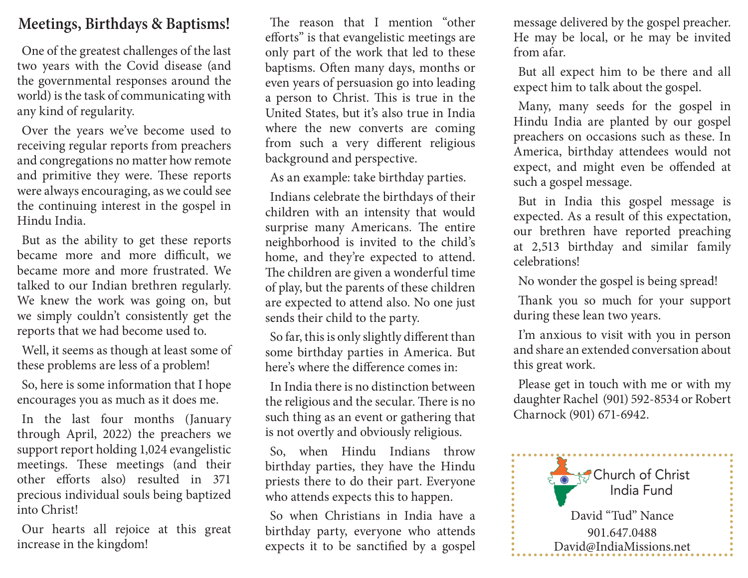## Meetings, Birthdays & Baptisms!

One of the greatest challenges of the last two years with the Covid disease (and the governmental responses around the world) is the task of communicating with any kind of regularity.

Over the years we've become used to receiving regular reports from preachers and congregations no matter how remote and primitive they were. These reports were always encouraging, as we could see the continuing interest in the gospel in Hindu India.

But as the ability to get these reports became more and more difficult, we became more and more frustrated. We talked to our Indian brethren regularly. We knew the work was going on, but we simply couldn't consistently get the reports that we had become used to.

Well, it seems as though at least some of these problems are less of a problem!

So, here is some information that I hope encourages you as much as it does me.

In the last four months (January through April, 2022) the preachers we support report holding 1,024 evangelistic meetings. These meetings (and their other efforts also) resulted in 371 precious individual souls being baptized into Christ!

Our hearts all rejoice at this great increase in the kingdom!

The reason that I mention "other efforts" is that evangelistic meetings are only part of the work that led to these baptisms. Often many days, months or even years of persuasion go into leading a person to Christ. This is true in the United States, but it's also true in India where the new converts are coming from such a very different religious background and perspective.

As an example: take birthday parties.

Indians celebrate the birthdays of their children with an intensity that would surprise many Americans. The entire neighborhood is invited to the child's home, and they're expected to attend. The children are given a wonderful time of play, but the parents of these children are expected to attend also. No one just sends their child to the party.

So far, this is only slightly different than some birthday parties in America. But here's where the difference comes in:

In India there is no distinction between the religious and the secular. There is no such thing as an event or gathering that is not overtly and obviously religious.

So, when Hindu Indians throw birthday parties, they have the Hindu priests there to do their part. Everyone who attends expects this to happen.

So when Christians in India have a birthday party, everyone who attends expects it to be sanctified by a gospel message delivered by the gospel preacher. He may be local, or he may be invited from afar.

But all expect him to be there and all expect him to talk about the gospel.

Many, many seeds for the gospel in Hindu India are planted by our gospel preachers on occasions such as these. In America, birthday attendees would not expect, and might even be offended at such a gospel message.

But in India this gospel message is expected. As a result of this expectation, our brethren have reported preaching at 2,513 birthday and similar family celebrations!

No wonder the gospel is being spread!

Thank you so much for your support during these lean two years.

I'm anxious to visit with you in person and share an extended conversation about this great work.

Please get in touch with me or with my daughter Rachel (901) 592-8534 or Robert Charnock (901) 671-6942.

Church of Christ
India Fund

David "Tud" Nance
901.647.0488
David@IndiaMissions.net